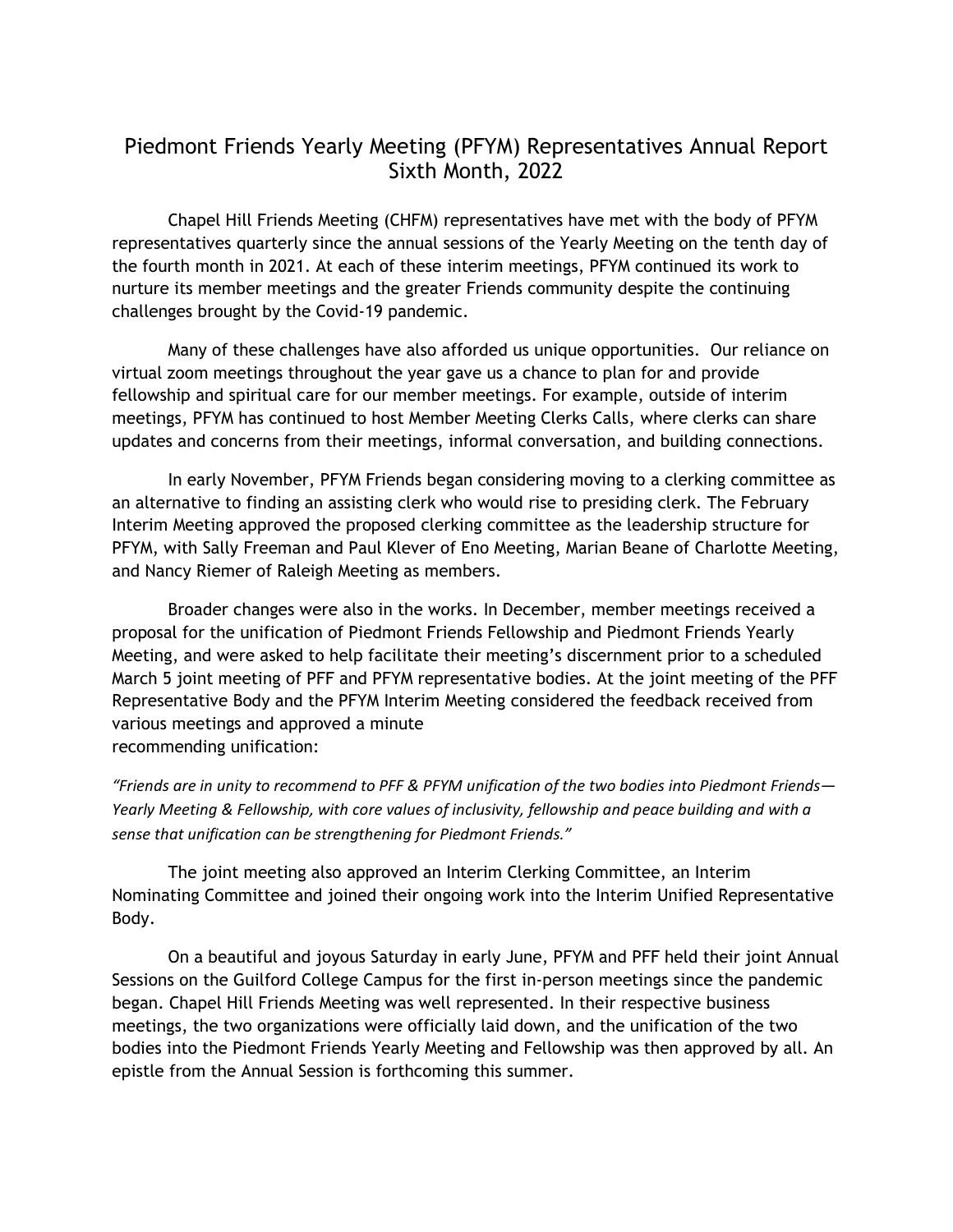# Piedmont Friends Yearly Meeting (PFYM) Representatives Annual Report Sixth Month, 2022

Chapel Hill Friends Meeting (CHFM) representatives have met with the body of PFYM representatives quarterly since the annual sessions of the Yearly Meeting on the tenth day of the fourth month in 2021. At each of these interim meetings, PFYM continued its work to nurture its member meetings and the greater Friends community despite the continuing challenges brought by the Covid-19 pandemic.

Many of these challenges have also afforded us unique opportunities. Our reliance on virtual zoom meetings throughout the year gave us a chance to plan for and provide fellowship and spiritual care for our member meetings. For example, outside of interim meetings, PFYM has continued to host Member Meeting Clerks Calls, where clerks can share updates and concerns from their meetings, informal conversation, and building connections.

In early November, PFYM Friends began considering moving to a clerking committee as an alternative to finding an assisting clerk who would rise to presiding clerk. The February Interim Meeting approved the proposed clerking committee as the leadership structure for PFYM, with Sally Freeman and Paul Klever of Eno Meeting, Marian Beane of Charlotte Meeting, and Nancy Riemer of Raleigh Meeting as members.

Broader changes were also in the works. In December, member meetings received a proposal for the unification of Piedmont Friends Fellowship and Piedmont Friends Yearly Meeting, and were asked to help facilitate their meeting's discernment prior to a scheduled March 5 joint meeting of PFF and PFYM representative bodies. At the joint meeting of the PFF Representative Body and the PFYM Interim Meeting considered the feedback received from various meetings and approved a minute recommending unification:

*"Friends are in unity to recommend to PFF & PFYM unification of the two bodies into Piedmont Friends—Yearly Meeting & Fellowship, with core values of inclusivity, fellowship and peace building and with a sense that unification can be strengthening for Piedmont Friends."*

The joint meeting also approved an Interim Clerking Committee, an Interim Nominating Committee and joined their ongoing work into the Interim Unified Representative Body.

On a beautiful and joyous Saturday in early June, PFYM and PFF held their joint Annual Sessions on the Guilford College Campus for the first in-person meetings since the pandemic began. Chapel Hill Friends Meeting was well represented. In their respective business meetings, the two organizations were officially laid down, and the unification of the two bodies into the Piedmont Friends Yearly Meeting and Fellowship was then approved by all. An epistle from the Annual Session is forthcoming this summer.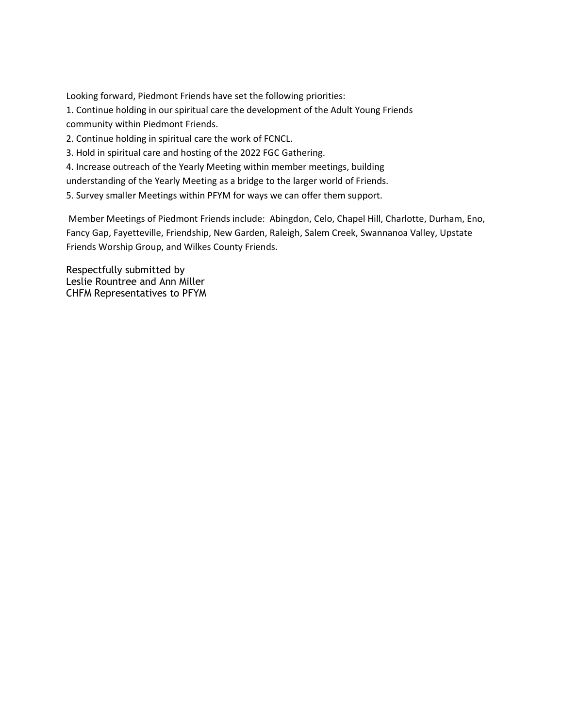Looking forward, Piedmont Friends have set the following priorities:

1. Continue holding in our spiritual care the development of the Adult Young Friends community within Piedmont Friends.
2. Continue holding in spiritual care the work of FCNCL.
3. Hold in spiritual care and hosting of the 2022 FGC Gathering.
4. Increase outreach of the Yearly Meeting within member meetings, building understanding of the Yearly Meeting as a bridge to the larger world of Friends.
5. Survey smaller Meetings within PFYM for ways we can offer them support.

Member Meetings of Piedmont Friends include: Abingdon, Celo, Chapel Hill, Charlotte, Durham, Eno, Fancy Gap, Fayetteville, Friendship, New Garden, Raleigh, Salem Creek, Swannanoa Valley, Upstate Friends Worship Group, and Wilkes County Friends.

Respectfully submitted by
Leslie Rountree and Ann Miller
CHFM Representatives to PFYM